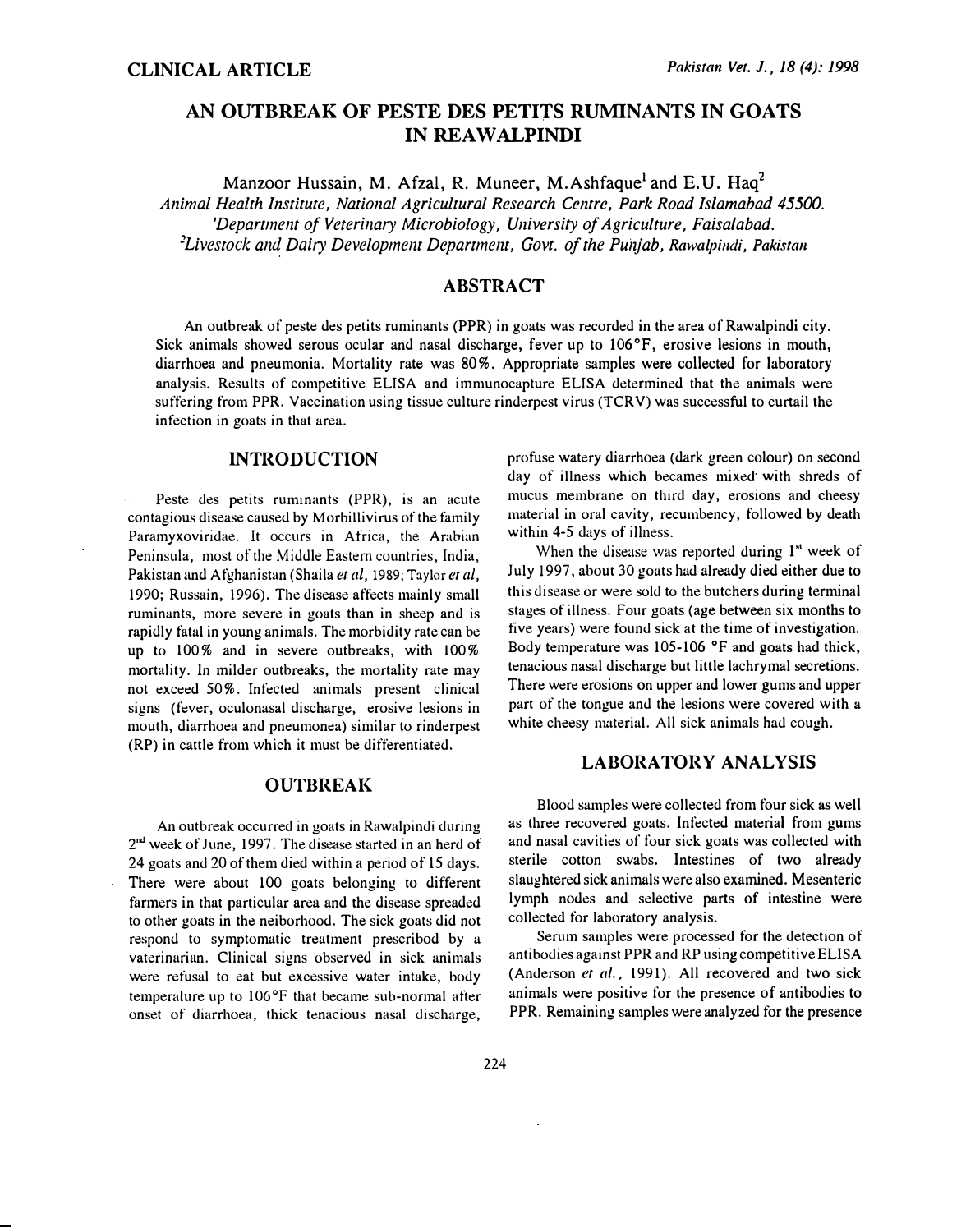## CLINICAL ARTICLE

# AN OUTBREAK OF PESTE DES PETITS RUMINANTS IN GOATS IN REAWALPINDI

Manzoor Hussain, M. Afzal, R. Muneer, M.Ashfaque[1] and E.U. Haq[2]

*Animal Health Institute, National Agricultural Research Centre, Park Road Islamabad 45500.*
*[1]Department of Veterinary Microbiology, University of Agriculture, Faisalabad.*
*[2]Livestock and Dairy Development Department, Govt. of the Punjab, Rawalpindi, Pakistan*

## ABSTRACT

An outbreak of peste des petits ruminants (PPR) in goats was recorded in the area of Rawalpindi city. Sick animals showed serous ocular and nasal discharge, fever up to 106°F, erosive lesions in mouth, diarrhoea and pneumonia. Mortality rate was 80%. Appropriate samples were collected for laboratory analysis. Results of competitive ELISA and immunocapture ELISA determined that the animals were suffering from PPR. Vaccination using tissue culture rinderpest virus (TCRV) was successful to curtail the infection in goats in that area.

## INTRODUCTION

Peste des petits ruminants (PPR), is an acute contagious disease caused by Morbillivirus of the family Paramyxoviridae. It occurs in Africa, the Arabian Peninsula, most of the Middle Eastern countries, India, Pakistan and Afghanistan (Shaila *et al*, 1989; Taylor *et al*, 1990; Russain, 1996). The disease affects mainly small ruminants, more severe in goats than in sheep and is rapidly fatal in young animals. The morbidity rate can be up to 100% and in severe outbreaks, with 100% mortality. In milder outbreaks, the mortality rate may not exceed 50%. Infected animals present clinical signs (fever, oculonasal discharge, erosive lesions in mouth, diarrhoea and pneumonea) similar to rinderpest (RP) in cattle from which it must be differentiated.

## OUTBREAK

An outbreak occurred in goats in Rawalpindi during 2nd week of June, 1997. The disease started in an herd of 24 goats and 20 of them died within a period of 15 days. There were about 100 goats belonging to different farmers in that particular area and the disease spreaded to other goats in the neiborhood. The sick goats did not respond to symptomatic treatment prescribod by a vaterinarian. Clinical signs observed in sick animals were refusal to eat but excessive water intake, body temperalure up to 106°F that became sub-normal after onset of diarrhoea, thick tenacious nasal discharge, profuse watery diarrhoea (dark green colour) on second day of illness which becames mixed with shreds of mucus membrane on third day, erosions and cheesy material in oral cavity, recumbency, followed by death within 4-5 days of illness.

When the disease was reported during 1st week of July 1997, about 30 goats had already died either due to this disease or were sold to the butchers during terminal stages of illness. Four goats (age between six months to five years) were found sick at the time of investigation. Body temperature was 105-106 °F and goats had thick, tenacious nasal discharge but little lachrymal secretions. There were erosions on upper and lower gums and upper part of the tongue and the lesions were covered with a white cheesy material. All sick animals had cough.

## LABORATORY ANALYSIS

Blood samples were collected from four sick as well as three recovered goats. Infected material from gums and nasal cavities of four sick goats was collected with sterile cotton swabs. Intestines of two already slaughtered sick animals were also examined. Mesenteric lymph nodes and selective parts of intestine were collected for laboratory analysis.

Serum samples were processed for the detection of antibodies against PPR and RP using competitive ELISA (Anderson *et al.*, 1991). All recovered and two sick animals were positive for the presence of antibodies to PPR. Remaining samples were analyzed for the presence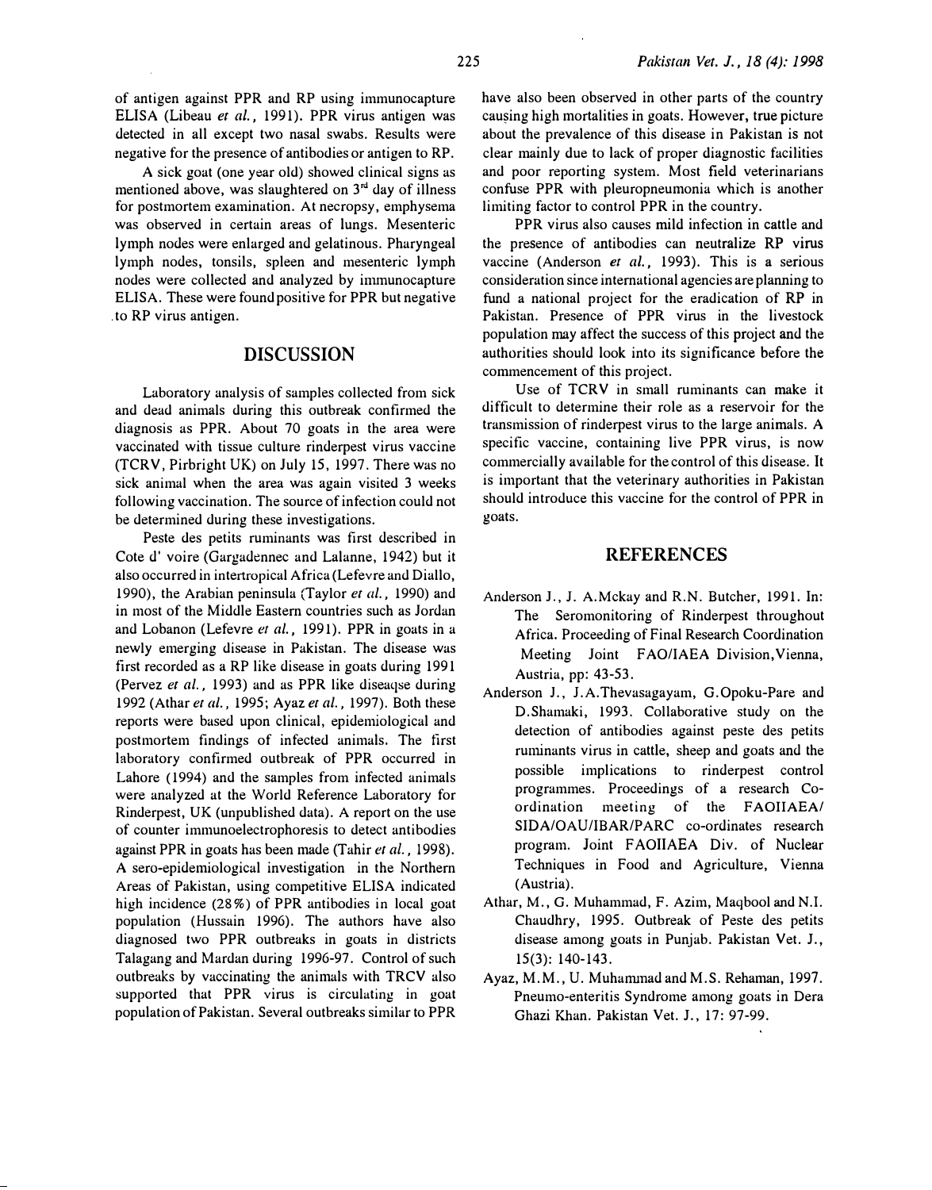of antigen against PPR and RP using immunocapture ELISA (Libeau *et al.*, 1991). PPR virus antigen was detected in all except two nasal swabs. Results were negative for the presence of antibodies or antigen to RP.

A sick goat (one year old) showed clinical signs as mentioned above, was slaughtered on 3rd day of illness for postmortem examination. At necropsy, emphysema was observed in certain areas of lungs. Mesenteric lymph nodes were enlarged and gelatinous. Pharyngeal lymph nodes, tonsils, spleen and mesenteric lymph nodes were collected and analyzed by immunocapture ELISA. These were found positive for PPR but negative to RP virus antigen.

## DISCUSSION

Laboratory analysis of samples collected from sick and dead animals during this outbreak confirmed the diagnosis as PPR. About 70 goats in the area were vaccinated with tissue culture rinderpest virus vaccine (TCRV, Pirbright UK) on July 15, 1997. There was no sick animal when the area was again visited 3 weeks following vaccination. The source of infection could not be determined during these investigations.

Peste des petits ruminants was first described in Cote d' voire (Gargadennec and Lalanne, 1942) but it also occurred in intertropical Africa (Lefevre and Diallo, 1990), the Arabian peninsula (Taylor *et al.*, 1990) and in most of the Middle Eastern countries such as Jordan and Lobanon (Lefevre *et al.*, 1991). PPR in goats in a newly emerging disease in Pakistan. The disease was first recorded as a RP like disease in goats during 1991 (Pervez *et al.*, 1993) and as PPR like diseaqse during 1992 (Athar *et al.*, 1995; Ayaz *et al.*, 1997). Both these reports were based upon clinical, epidemiological and postmortem findings of infected animals. The first laboratory confirmed outbreak of PPR occurred in Lahore (1994) and the samples from infected animals were analyzed at the World Reference Laboratory for Rinderpest, UK (unpublished data). A report on the use of counter immunoelectrophoresis to detect antibodies against PPR in goats has been made (Tahir *et al.*, 1998). A sero-epidemiological investigation in the Northern Areas of Pakistan, using competitive ELISA indicated high incidence (28%) of PPR antibodies in local goat population (Hussain 1996). The authors have also diagnosed two PPR outbreaks in goats in districts Talagang and Mardan during 1996-97. Control of such outbreaks by vaccinating the animals with TRCV also supported that PPR virus is circulating in goat population of Pakistan. Several outbreaks similar to PPR have also been observed in other parts of the country causing high mortalities in goats. However, true picture about the prevalence of this disease in Pakistan is not clear mainly due to lack of proper diagnostic facilities and poor reporting system. Most field veterinarians confuse PPR with pleuropneumonia which is another limiting factor to control PPR in the country.

PPR virus also causes mild infection in cattle and the presence of antibodies can neutralize RP virus vaccine (Anderson *et al.*, 1993). This is a serious consideration since international agencies are planning to fund a national project for the eradication of RP in Pakistan. Presence of PPR virus in the livestock population may affect the success of this project and the authorities should look into its significance before the commencement of this project.

Use of TCRV in small ruminants can make it difficult to determine their role as a reservoir for the transmission of rinderpest virus to the large animals. A specific vaccine, containing live PPR virus, is now commercially available for the control of this disease. It is important that the veterinary authorities in Pakistan should introduce this vaccine for the control of PPR in goats.

## REFERENCES

Anderson J., J. A.Mckay and R.N. Butcher, 1991. In: The Seromonitoring of Rinderpest throughout Africa. Proceeding of Final Research Coordination Meeting Joint FAO/IAEA Division, Vienna, Austria, pp: 43-53.

Anderson J., J.A.Thevasagayam, G.Opoku-Pare and D.Shamaki, 1993. Collaborative study on the detection of antibodies against peste des petits ruminants virus in cattle, sheep and goats and the possible implications to rinderpest control programmes. Proceedings of a research Co-ordination meeting of the FAOIIAEA/ SIDA/OAU/IBAR/PARC co-ordinates research program. Joint FAOIIAEA Div. of Nuclear Techniques in Food and Agriculture, Vienna (Austria).

Athar, M., G. Muhammad, F. Azim, Maqbool and N.I. Chaudhry, 1995. Outbreak of Peste des petits disease among goats in Punjab. Pakistan Vet. J., 15(3): 140-143.

Ayaz, M.M., U. Muhammad and M.S. Rehaman, 1997. Pneumo-enteritis Syndrome among goats in Dera Ghazi Khan. Pakistan Vet. J., 17: 97-99.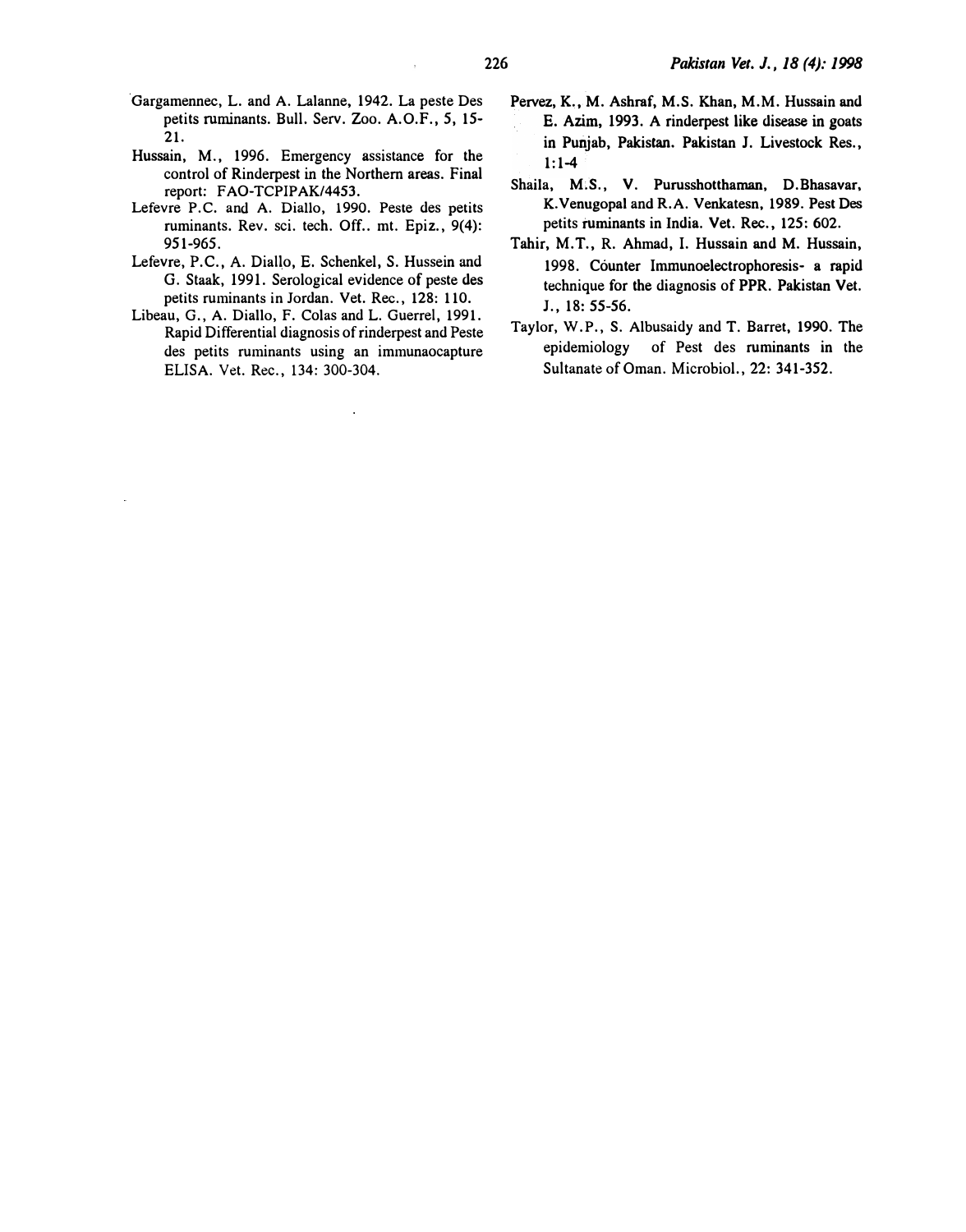Gargamennec, L. and A. Lalanne, 1942. La peste Des petits ruminants. Bull. Serv. Zoo. A.O.F., 5, 15-21.

Hussain, M., 1996. Emergency assistance for the control of Rinderpest in the Northern areas. Final report: FAO-TCPIPAK/4453.

Lefevre P.C. and A. Diallo, 1990. Peste des petits ruminants. Rev. sci. tech. Off.. mt. Epiz., 9(4): 951-965.

Lefevre, P.C., A. Diallo, E. Schenkel, S. Hussein and G. Staak, 1991. Serological evidence of peste des petits ruminants in Jordan. Vet. Rec., 128: 110.

Libeau, G., A. Diallo, F. Colas and L. Guerrel, 1991. Rapid Differential diagnosis of rinderpest and Peste des petits ruminants using an immunaocapture ELISA. Vet. Rec., 134: 300-304.

Pervez, K., M. Ashraf, M.S. Khan, M.M. Hussain and E. Azim, 1993. A rinderpest like disease in goats in Punjab, Pakistan. Pakistan J. Livestock Res., 1:1-4

Shaila, M.S., V. Purusshotthaman, D.Bhasavar, K.Venugopal and R.A. Venkatesn, 1989. Pest Des petits ruminants in India. Vet. Rec., 125: 602.

Tahir, M.T., R. Ahmad, I. Hussain and M. Hussain, 1998. Counter Immunoelectrophoresis- a rapid technique for the diagnosis of PPR. Pakistan Vet. J., 18: 55-56.

Taylor, W.P., S. Albusaidy and T. Barret, 1990. The epidemiology of Pest des ruminants in the Sultanate of Oman. Microbiol., 22: 341-352.